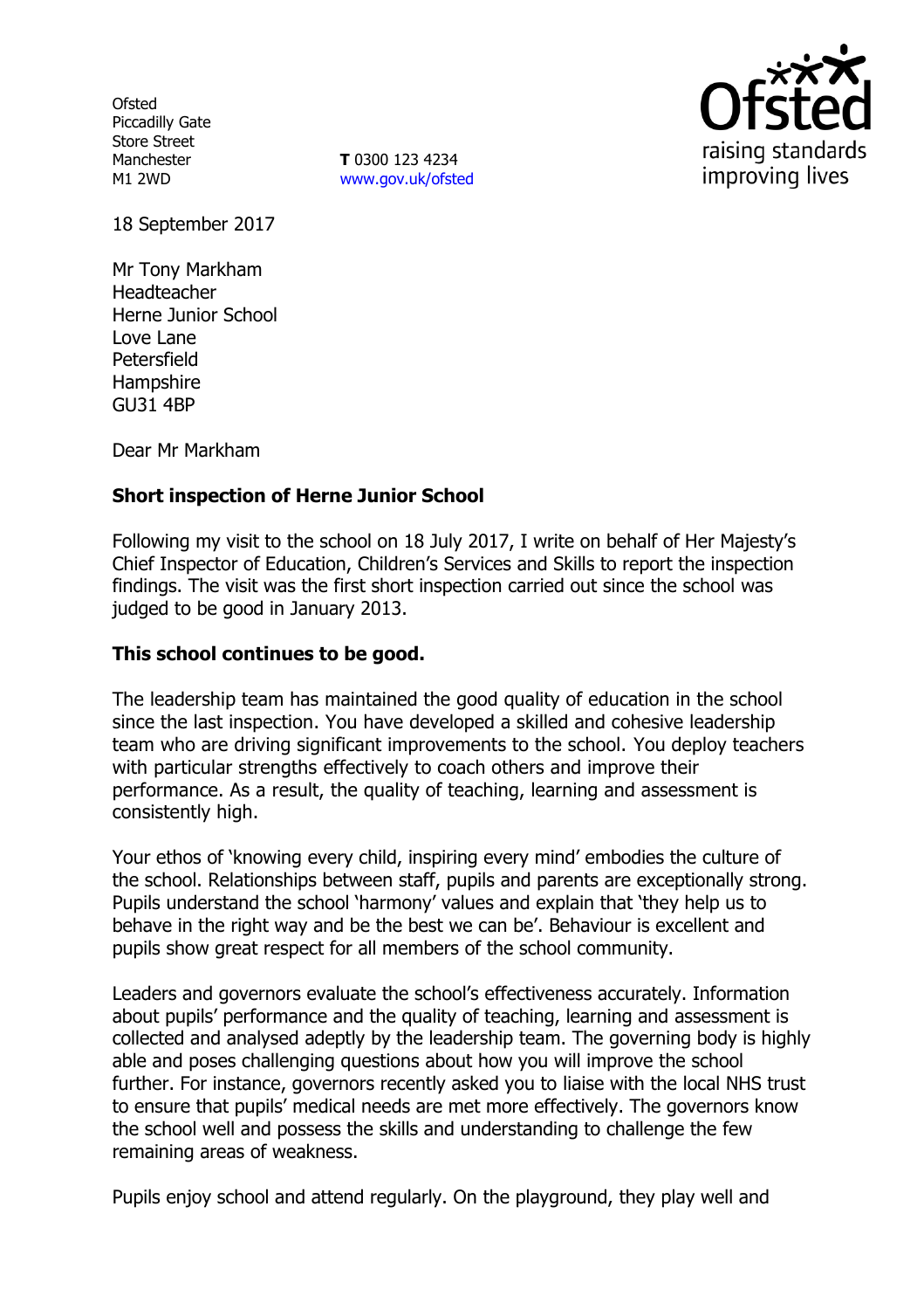Ofsted
Piccadilly Gate
Store Street
Manchester
M1 2WD

**T** 0300 123 4234
www.gov.uk/ofsted

18 September 2017

Mr Tony Markham
Headteacher
Herne Junior School
Love Lane
Petersfield
Hampshire
GU31 4BP

Dear Mr Markham

**Short inspection of Herne Junior School**

Following my visit to the school on 18 July 2017, I write on behalf of Her Majesty's Chief Inspector of Education, Children's Services and Skills to report the inspection findings. The visit was the first short inspection carried out since the school was judged to be good in January 2013.

**This school continues to be good.**

The leadership team has maintained the good quality of education in the school since the last inspection. You have developed a skilled and cohesive leadership team who are driving significant improvements to the school. You deploy teachers with particular strengths effectively to coach others and improve their performance. As a result, the quality of teaching, learning and assessment is consistently high.

Your ethos of 'knowing every child, inspiring every mind' embodies the culture of the school. Relationships between staff, pupils and parents are exceptionally strong. Pupils understand the school 'harmony' values and explain that 'they help us to behave in the right way and be the best we can be'. Behaviour is excellent and pupils show great respect for all members of the school community.

Leaders and governors evaluate the school's effectiveness accurately. Information about pupils' performance and the quality of teaching, learning and assessment is collected and analysed adeptly by the leadership team. The governing body is highly able and poses challenging questions about how you will improve the school further. For instance, governors recently asked you to liaise with the local NHS trust to ensure that pupils' medical needs are met more effectively. The governors know the school well and possess the skills and understanding to challenge the few remaining areas of weakness.

Pupils enjoy school and attend regularly. On the playground, they play well and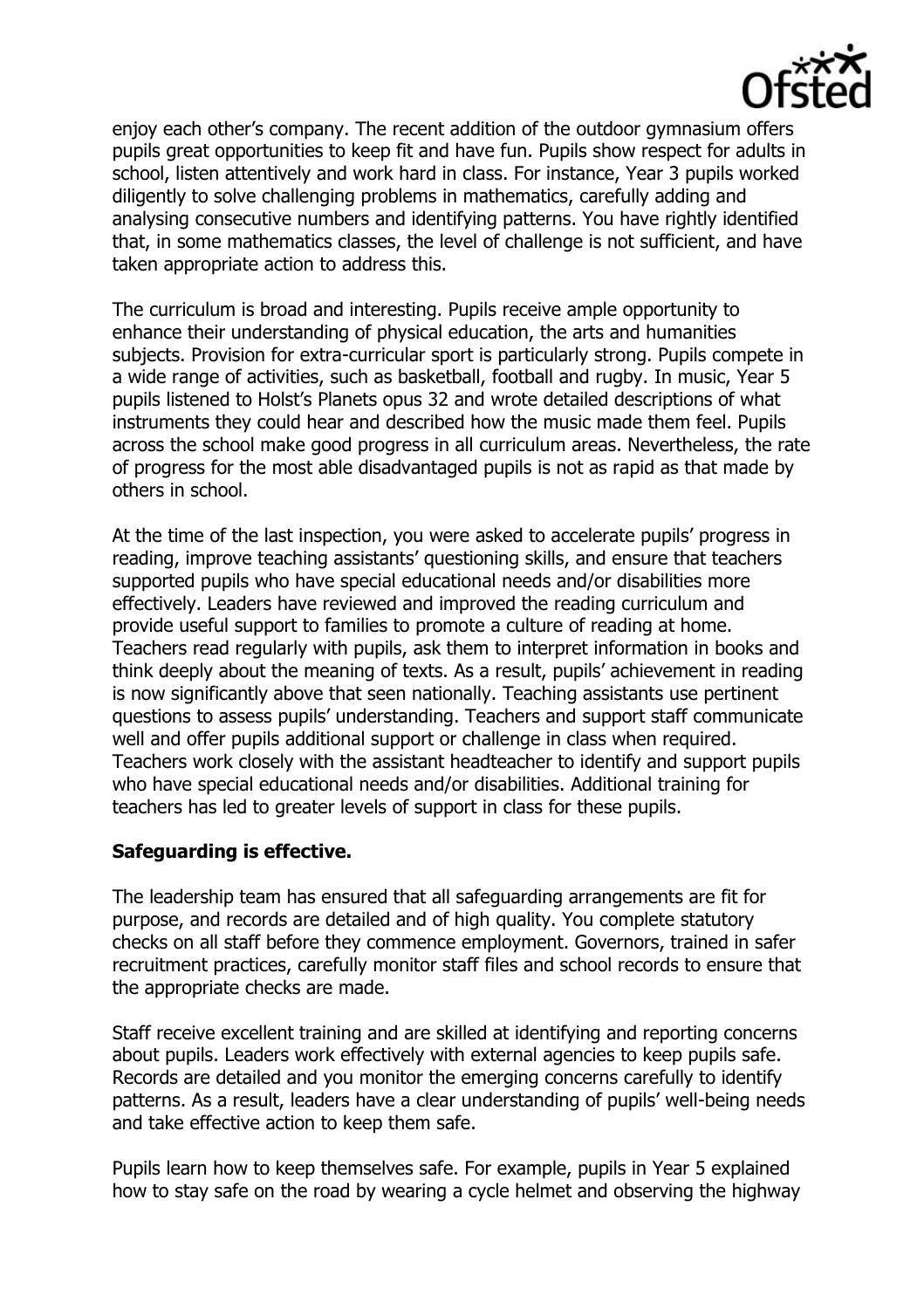enjoy each other's company. The recent addition of the outdoor gymnasium offers pupils great opportunities to keep fit and have fun. Pupils show respect for adults in school, listen attentively and work hard in class. For instance, Year 3 pupils worked diligently to solve challenging problems in mathematics, carefully adding and analysing consecutive numbers and identifying patterns. You have rightly identified that, in some mathematics classes, the level of challenge is not sufficient, and have taken appropriate action to address this.

The curriculum is broad and interesting. Pupils receive ample opportunity to enhance their understanding of physical education, the arts and humanities subjects. Provision for extra-curricular sport is particularly strong. Pupils compete in a wide range of activities, such as basketball, football and rugby. In music, Year 5 pupils listened to Holst's Planets opus 32 and wrote detailed descriptions of what instruments they could hear and described how the music made them feel. Pupils across the school make good progress in all curriculum areas. Nevertheless, the rate of progress for the most able disadvantaged pupils is not as rapid as that made by others in school.

At the time of the last inspection, you were asked to accelerate pupils' progress in reading, improve teaching assistants' questioning skills, and ensure that teachers supported pupils who have special educational needs and/or disabilities more effectively. Leaders have reviewed and improved the reading curriculum and provide useful support to families to promote a culture of reading at home. Teachers read regularly with pupils, ask them to interpret information in books and think deeply about the meaning of texts. As a result, pupils' achievement in reading is now significantly above that seen nationally. Teaching assistants use pertinent questions to assess pupils' understanding. Teachers and support staff communicate well and offer pupils additional support or challenge in class when required. Teachers work closely with the assistant headteacher to identify and support pupils who have special educational needs and/or disabilities. Additional training for teachers has led to greater levels of support in class for these pupils.

**Safeguarding is effective.**

The leadership team has ensured that all safeguarding arrangements are fit for purpose, and records are detailed and of high quality. You complete statutory checks on all staff before they commence employment. Governors, trained in safer recruitment practices, carefully monitor staff files and school records to ensure that the appropriate checks are made.

Staff receive excellent training and are skilled at identifying and reporting concerns about pupils. Leaders work effectively with external agencies to keep pupils safe. Records are detailed and you monitor the emerging concerns carefully to identify patterns. As a result, leaders have a clear understanding of pupils' well-being needs and take effective action to keep them safe.

Pupils learn how to keep themselves safe. For example, pupils in Year 5 explained how to stay safe on the road by wearing a cycle helmet and observing the highway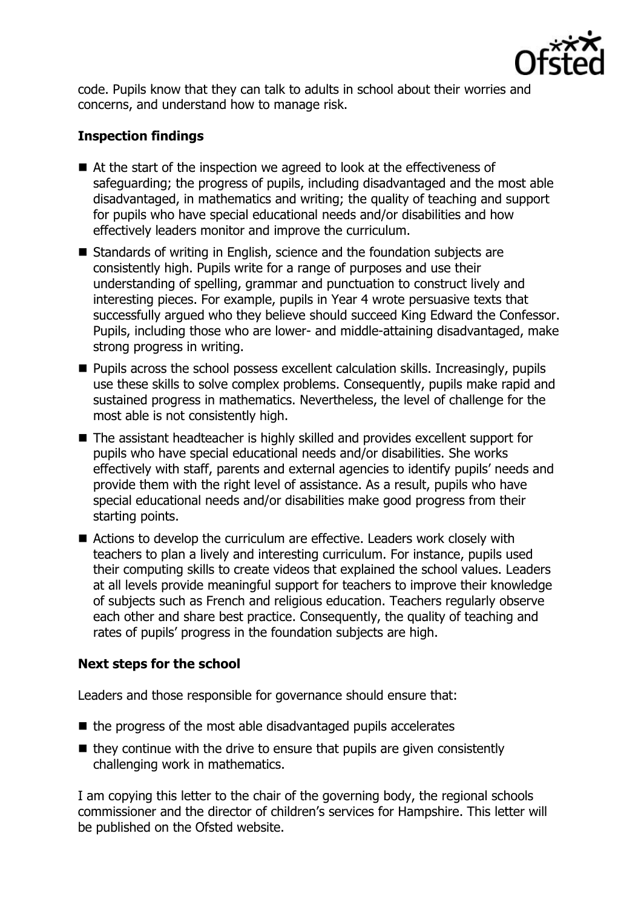code. Pupils know that they can talk to adults in school about their worries and concerns, and understand how to manage risk.

## Inspection findings

- At the start of the inspection we agreed to look at the effectiveness of safeguarding; the progress of pupils, including disadvantaged and the most able disadvantaged, in mathematics and writing; the quality of teaching and support for pupils who have special educational needs and/or disabilities and how effectively leaders monitor and improve the curriculum.
- Standards of writing in English, science and the foundation subjects are consistently high. Pupils write for a range of purposes and use their understanding of spelling, grammar and punctuation to construct lively and interesting pieces. For example, pupils in Year 4 wrote persuasive texts that successfully argued who they believe should succeed King Edward the Confessor. Pupils, including those who are lower- and middle-attaining disadvantaged, make strong progress in writing.
- Pupils across the school possess excellent calculation skills. Increasingly, pupils use these skills to solve complex problems. Consequently, pupils make rapid and sustained progress in mathematics. Nevertheless, the level of challenge for the most able is not consistently high.
- The assistant headteacher is highly skilled and provides excellent support for pupils who have special educational needs and/or disabilities. She works effectively with staff, parents and external agencies to identify pupils' needs and provide them with the right level of assistance. As a result, pupils who have special educational needs and/or disabilities make good progress from their starting points.
- Actions to develop the curriculum are effective. Leaders work closely with teachers to plan a lively and interesting curriculum. For instance, pupils used their computing skills to create videos that explained the school values. Leaders at all levels provide meaningful support for teachers to improve their knowledge of subjects such as French and religious education. Teachers regularly observe each other and share best practice. Consequently, the quality of teaching and rates of pupils' progress in the foundation subjects are high.

## Next steps for the school

Leaders and those responsible for governance should ensure that:

- the progress of the most able disadvantaged pupils accelerates
- they continue with the drive to ensure that pupils are given consistently challenging work in mathematics.

I am copying this letter to the chair of the governing body, the regional schools commissioner and the director of children's services for Hampshire. This letter will be published on the Ofsted website.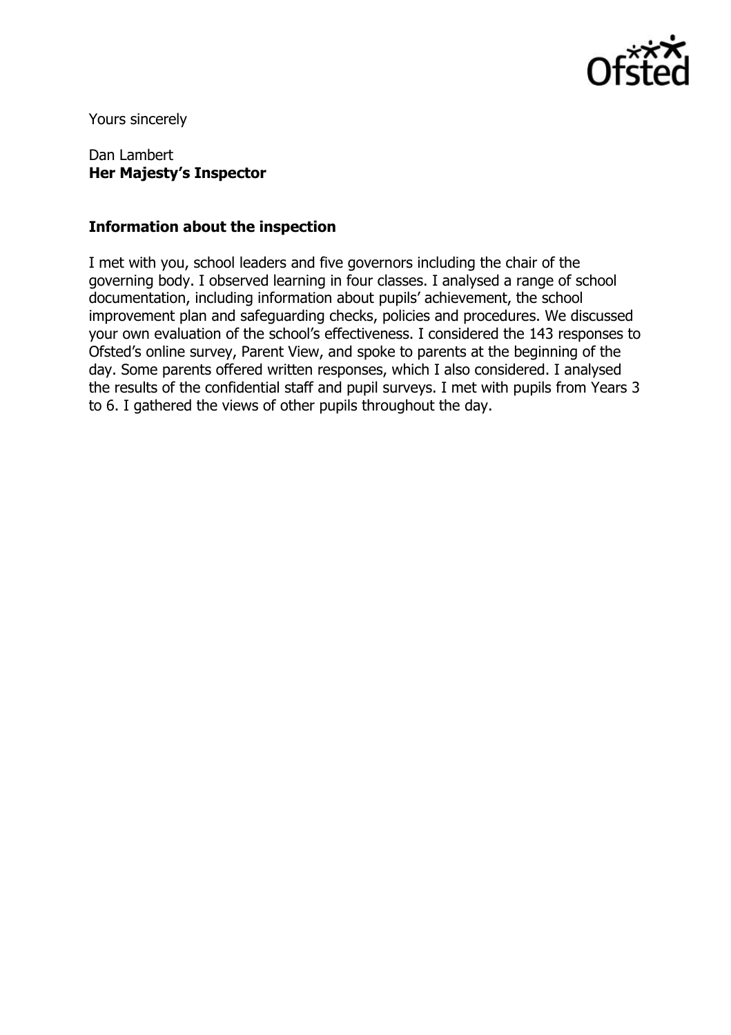Yours sincerely

Dan Lambert
**Her Majesty's Inspector**

## Information about the inspection

I met with you, school leaders and five governors including the chair of the governing body. I observed learning in four classes. I analysed a range of school documentation, including information about pupils' achievement, the school improvement plan and safeguarding checks, policies and procedures. We discussed your own evaluation of the school's effectiveness. I considered the 143 responses to Ofsted's online survey, Parent View, and spoke to parents at the beginning of the day. Some parents offered written responses, which I also considered. I analysed the results of the confidential staff and pupil surveys. I met with pupils from Years 3 to 6. I gathered the views of other pupils throughout the day.